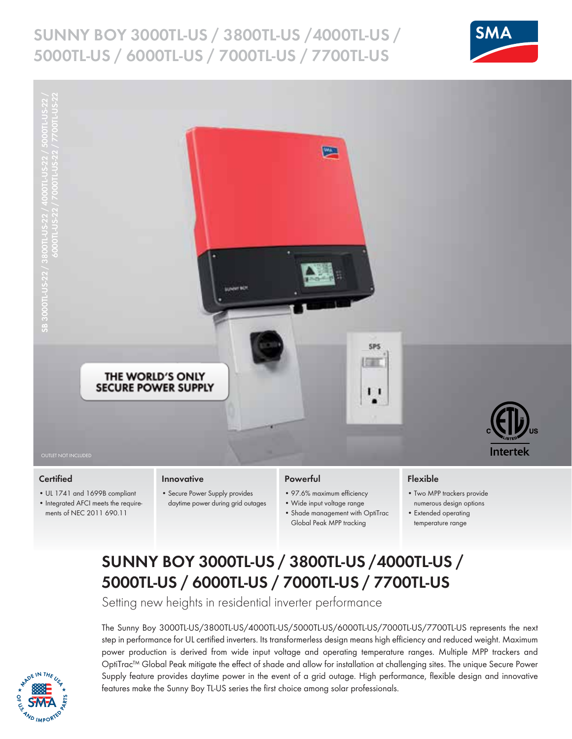# SUNNY BOY 3000TL-US / 3800TL-US / 4000TL-US / 5000TL-US / 6000TL-US / 7000TL-US / 7700TL-US

SB 3000TL-US-22 / 3800TL-US-22 / 4000TL-US-22 / 5000TL-US-22 / 6000TL-US-22 / 7000TL-US-22 / 7700TL-US-22

THE WORLD'S ONLY SECURE POWER SUPPLY

OUTLET NOT INCLUDED

### Certified

- UL 1741 and 1699B compliant
- Integrated AFCI meets the requirements of NEC 2011 690.11

### Innovative

- Secure Power Supply provides daytime power during grid outages

### Powerful

- 97.6% maximum efficiency
- Wide input voltage range
- Shade management with OptiTrac Global Peak MPP tracking

### Flexible

- Two MPP trackers provide numerous design options
- Extended operating temperature range

## SUNNY BOY 3000TL-US / 3800TL-US / 4000TL-US / 5000TL-US / 6000TL-US / 7000TL-US / 7700TL-US

Setting new heights in residential inverter performance

The Sunny Boy 3000TL-US/3800TL-US/4000TL-US/5000TL-US/6000TL-US/7000TL-US/7700TL-US represents the next step in performance for UL certified inverters. Its transformerless design means high efficiency and reduced weight. Maximum power production is derived from wide input voltage and operating temperature ranges. Multiple MPP trackers and OptiTrac™ Global Peak mitigate the effect of shade and allow for installation at challenging sites. The unique Secure Power Supply feature provides daytime power in the event of a grid outage. High performance, flexible design and innovative features make the Sunny Boy TL-US series the first choice among solar professionals.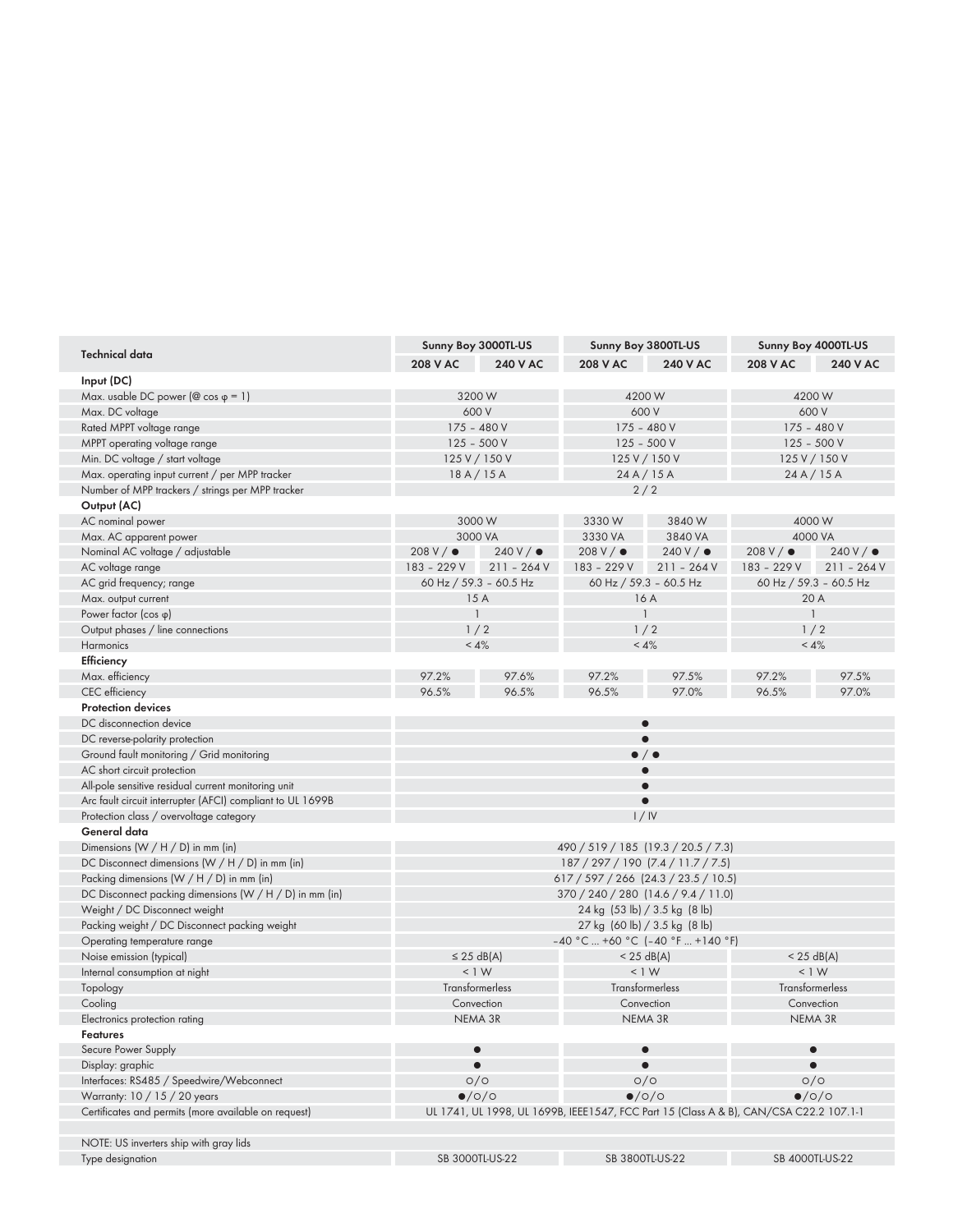| Technical data | Sunny Boy 3000TL-US | | Sunny Boy 3800TL-US | | Sunny Boy 4000TL-US | |
|---|---|---|---|---|---|---|
| | 208 V AC | 240 V AC | 208 V AC | 240 V AC | 208 V AC | 240 V AC |
| **Input (DC)** | | | | | | |
| Max. usable DC power (@ cos φ = 1) | 3200 W | | 4200 W | | 4200 W | |
| Max. DC voltage | 600 V | | 600 V | | 600 V | |
| Rated MPPT voltage range | 175 – 480 V | | 175 – 480 V | | 175 – 480 V | |
| MPPT operating voltage range | 125 – 500 V | | 125 – 500 V | | 125 – 500 V | |
| Min. DC voltage / start voltage | 125 V / 150 V | | 125 V / 150 V | | 125 V / 150 V | |
| Max. operating input current / per MPP tracker | 18 A / 15 A | | 24 A / 15 A | | 24 A / 15 A | |
| Number of MPP trackers / strings per MPP tracker | 2 / 2 | | | | | |
| **Output (AC)** | | | | | | |
| AC nominal power | 3000 W | | 3330 W | 3840 W | 4000 W | |
| Max. AC apparent power | 3000 VA | | 3330 VA | 3840 VA | 4000 VA | |
| Nominal AC voltage / adjustable | 208 V / ● | 240 V / ● | 208 V / ● | 240 V / ● | 208 V / ● | 240 V / ● |
| AC voltage range | 183 – 229 V | 211 – 264 V | 183 – 229 V | 211 – 264 V | 183 – 229 V | 211 – 264 V |
| AC grid frequency; range | 60 Hz / 59.3 – 60.5 Hz | | 60 Hz / 59.3 – 60.5 Hz | | 60 Hz / 59.3 – 60.5 Hz | |
| Max. output current | 15 A | | 16 A | | 20 A | |
| Power factor (cos φ) | 1 | | 1 | | 1 | |
| Output phases / line connections | 1 / 2 | | 1 / 2 | | 1 / 2 | |
| Harmonics | < 4% | | < 4% | | < 4% | |
| **Efficiency** | | | | | | |
| Max. efficiency | 97.2% | 97.6% | 97.2% | 97.5% | 97.2% | 97.5% |
| CEC efficiency | 96.5% | 96.5% | 96.5% | 97.0% | 96.5% | 97.0% |
| **Protection devices** | | | | | | |
| DC disconnection device | ● | | | | | |
| DC reverse-polarity protection | ● | | | | | |
| Ground fault monitoring / Grid monitoring | ● / ● | | | | | |
| AC short circuit protection | ● | | | | | |
| All-pole sensitive residual current monitoring unit | ● | | | | | |
| Arc fault circuit interrupter (AFCI) compliant to UL 1699B | ● | | | | | |
| Protection class / overvoltage category | I / IV | | | | | |
| **General data** | | | | | | |
| Dimensions (W / H / D) in mm (in) | 490 / 519 / 185 (19.3 / 20.5 / 7.3) | | | | | |
| DC Disconnect dimensions (W / H / D) in mm (in) | 187 / 297 / 190 (7.4 / 11.7 / 7.5) | | | | | |
| Packing dimensions (W / H / D) in mm (in) | 617 / 597 / 266 (24.3 / 23.5 / 10.5) | | | | | |
| DC Disconnect packing dimensions (W / H / D) in mm (in) | 370 / 240 / 280 (14.6 / 9.4 / 11.0) | | | | | |
| Weight / DC Disconnect weight | 24 kg (53 lb) / 3.5 kg (8 lb) | | | | | |
| Packing weight / DC Disconnect packing weight | 27 kg (60 lb) / 3.5 kg (8 lb) | | | | | |
| Operating temperature range | −40 °C ... +60 °C (−40 °F ... +140 °F) | | | | | |
| Noise emission (typical) | ≤ 25 dB(A) | | < 25 dB(A) | | < 25 dB(A) | |
| Internal consumption at night | < 1 W | | < 1 W | | < 1 W | |
| Topology | Transformerless | | Transformerless | | Transformerless | |
| Cooling | Convection | | Convection | | Convection | |
| Electronics protection rating | NEMA 3R | | NEMA 3R | | NEMA 3R | |
| **Features** | | | | | | |
| Secure Power Supply | ● | | ● | | ● | |
| Display: graphic | ● | | ● | | ● | |
| Interfaces: RS485 / Speedwire/Webconnect | ○/○ | | ○/○ | | ○/○ | |
| Warranty: 10 / 15 / 20 years | ●/○/○ | | ●/○/○ | | ●/○/○ | |
| Certificates and permits (more available on request) | UL 1741, UL 1998, UL 1699B, IEEE1547, FCC Part 15 (Class A & B), CAN/CSA C22.2 107.1-1 | | | | | |
| | | | | | | |
| NOTE: US inverters ship with gray lids | | | | | | |
| Type designation | SB 3000TL-US-22 | | SB 3800TL-US-22 | | SB 4000TL-US-22 | |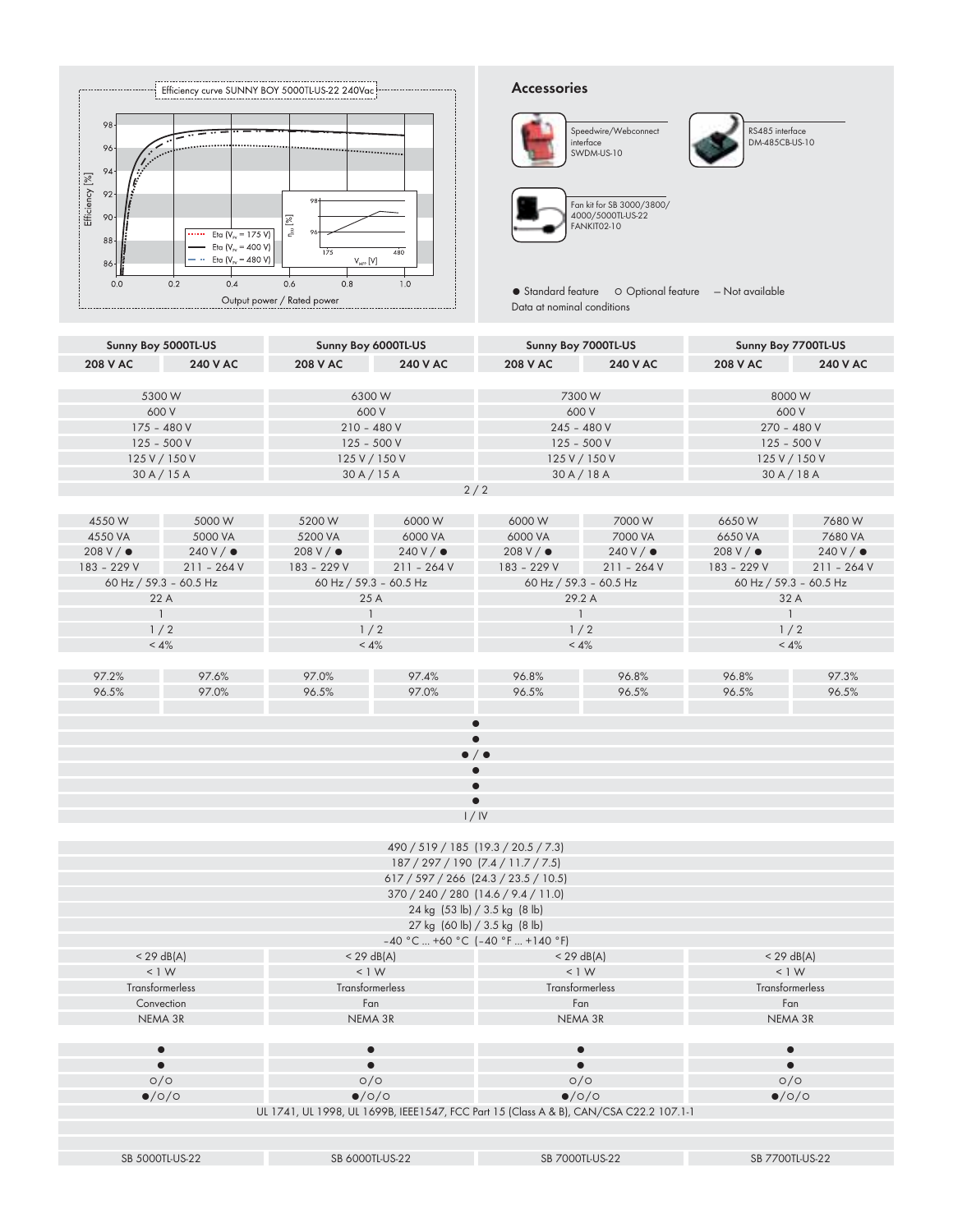Efficiency curve SUNNY BOY 5000TL-US-22 240Vac

Efficiency [%] vs. Output power / Rated power

Eta ($V_{PV}$ = 175 V)
Eta ($V_{PV}$ = 400 V)
Eta ($V_{PV}$ = 480 V)

## Accessories

Speedwire/Webconnect interface SWDM-US-10

RS485 interface DM-485CB-US-10

Fan kit for SB 3000/3800/4000/5000TL-US-22 FANKIT02-10

● Standard feature ○ Optional feature — Not available
Data at nominal conditions

| Sunny Boy 5000TL-US | | Sunny Boy 6000TL-US | | Sunny Boy 7000TL-US | | Sunny Boy 7700TL-US | |
|---|---|---|---|---|---|---|---|
| 208 V AC | 240 V AC | 208 V AC | 240 V AC | 208 V AC | 240 V AC | 208 V AC | 240 V AC |
| 5300 W | | 6300 W | | 7300 W | | 8000 W | |
| 600 V | | 600 V | | 600 V | | 600 V | |
| 175 – 480 V | | 210 – 480 V | | 245 – 480 V | | 270 – 480 V | |
| 125 – 500 V | | 125 – 500 V | | 125 – 500 V | | 125 – 500 V | |
| 125 V / 150 V | | 125 V / 150 V | | 125 V / 150 V | | 125 V / 150 V | |
| 30 A / 15 A | | 30 A / 15 A | | 30 A / 18 A | | 30 A / 18 A | |
| 2 / 2 | | | | | | | |
| 4550 W | 5000 W | 5200 W | 6000 W | 6000 W | 7000 W | 6650 W | 7680 W |
| 4550 VA | 5000 VA | 5200 VA | 6000 VA | 6000 VA | 7000 VA | 6650 VA | 7680 VA |
| 208 V / ● | 240 V / ● | 208 V / ● | 240 V / ● | 208 V / ● | 240 V / ● | 208 V / ● | 240 V / ● |
| 183 – 229 V | 211 – 264 V | 183 – 229 V | 211 – 264 V | 183 – 229 V | 211 – 264 V | 183 – 229 V | 211 – 264 V |
| 60 Hz / 59.3 – 60.5 Hz | | 60 Hz / 59.3 – 60.5 Hz | | 60 Hz / 59.3 – 60.5 Hz | | 60 Hz / 59.3 – 60.5 Hz | |
| 22 A | | 25 A | | 29.2 A | | 32 A | |
| 1 | | 1 | | 1 | | 1 | |
| 1 / 2 | | 1 / 2 | | 1 / 2 | | 1 / 2 | |
| < 4% | | < 4% | | < 4% | | < 4% | |
| 97.2% | 97.6% | 97.0% | 97.4% | 96.8% | 96.8% | 96.8% | 97.3% |
| 96.5% | 97.0% | 96.5% | 97.0% | 96.5% | 96.5% | 96.5% | 96.5% |
| ● | | | | | | | |
| ● | | | | | | | |
| ● / ● | | | | | | | |
| ● | | | | | | | |
| ● | | | | | | | |
| ● | | | | | | | |
| I / IV | | | | | | | |
| 490 / 519 / 185 (19.3 / 20.5 / 7.3) | | | | | | | |
| 187 / 297 / 190 (7.4 / 11.7 / 7.5) | | | | | | | |
| 617 / 597 / 266 (24.3 / 23.5 / 10.5) | | | | | | | |
| 370 / 240 / 280 (14.6 / 9.4 / 11.0) | | | | | | | |
| 24 kg (53 lb) / 3.5 kg (8 lb) | | | | | | | |
| 27 kg (60 lb) / 3.5 kg (8 lb) | | | | | | | |
| -40 °C ... +60 °C (-40 °F ... +140 °F) | | | | | | | |
| < 29 dB(A) | | < 29 dB(A) | | < 29 dB(A) | | < 29 dB(A) | |
| < 1 W | | < 1 W | | < 1 W | | < 1 W | |
| Transformerless | | Transformerless | | Transformerless | | Transformerless | |
| Convection | | Fan | | Fan | | Fan | |
| NEMA 3R | | NEMA 3R | | NEMA 3R | | NEMA 3R | |
| ● | | ● | | ● | | ● | |
| ● | | ● | | ● | | ● | |
| ○/○ | | ○/○ | | ○/○ | | ○/○ | |
| ●/○/○ | | ●/○/○ | | ●/○/○ | | ●/○/○ | |
| UL 1741, UL 1998, UL 1699B, IEEE1547, FCC Part 15 (Class A & B), CAN/CSA C22.2 107.1-1 | | | | | | | |
| SB 5000TL-US-22 | | SB 6000TL-US-22 | | SB 7000TL-US-22 | | SB 7700TL-US-22 | |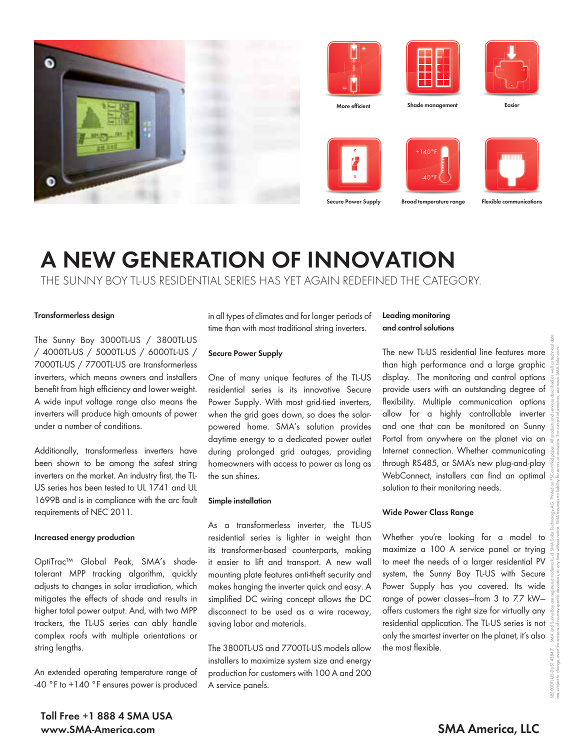More efficient

Shade management

Easier

Secure Power Supply

Broad temperature range

Flexible communications

# A NEW GENERATION OF INNOVATION

THE SUNNY BOY TL-US RESIDENTIAL SERIES HAS YET AGAIN REDEFINED THE CATEGORY.

**Transformerless design**

The Sunny Boy 3000TL-US / 3800TL-US / 4000TL-US / 5000TL-US / 6000TL-US / 7000TL-US / 7700TL-US are transformerless inverters, which means owners and installers benefit from high efficiency and lower weight. A wide input voltage range also means the inverters will produce high amounts of power under a number of conditions.

Additionally, transformerless inverters have been shown to be among the safest string inverters on the market. An industry first, the TL-US series has been tested to UL 1741 and UL 1699B and is in compliance with the arc fault requirements of NEC 2011.

**Increased energy production**

OptiTrac™ Global Peak, SMA's shade-tolerant MPP tracking algorithm, quickly adjusts to changes in solar irradiation, which mitigates the effects of shade and results in higher total power output. And, with two MPP trackers, the TL-US series can ably handle complex roofs with multiple orientations or string lengths.

An extended operating temperature range of -40 °F to +140 °F ensures power is produced in all types of climates and for longer periods of time than with most traditional string inverters.

**Secure Power Supply**

One of many unique features of the TL-US residential series is its innovative Secure Power Supply. With most grid-tied inverters, when the grid goes down, so does the solar-powered home. SMA's solution provides daytime energy to a dedicated power outlet during prolonged grid outages, providing homeowners with access to power as long as the sun shines.

**Simple installation**

As a transformerless inverter, the TL-US residential series is lighter in weight than its transformer-based counterparts, making it easier to lift and transport. A new wall mounting plate features anti-theft security and makes hanging the inverter quick and easy. A simplified DC wiring concept allows the DC disconnect to be used as a wire raceway, saving labor and materials.

The 3800TL-US and 7700TL-US models allow installers to maximize system size and energy production for customers with 100 A and 200 A service panels.

**Leading monitoring and control solutions**

The new TL-US residential line features more than high performance and a large graphic display. The monitoring and control options provide users with an outstanding degree of flexibility. Multiple communication options allow for a highly controllable inverter and one that can be monitored on Sunny Portal from anywhere on the planet via an Internet connection. Whether communicating through RS485, or SMA's new plug-and-play WebConnect, installers can find an optimal solution to their monitoring needs.

**Wide Power Class Range**

Whether you're looking for a model to maximize a 100 A service panel or trying to meet the needs of a larger residential PV system, the Sunny Boy TL-US with Secure Power Supply has you covered. Its wide range of power classes—from 3 to 7.7 kW—offers customers the right size for virtually any residential application. The TL-US series is not only the smartest inverter on the planet, it's also the most flexible.

SB5000TL-US-DUS114347 SMA and Sunny Boy are registered trademarks of SMA Solar Technology AG. Printed on FSC-certified paper. All products and services described as well as technical data are subject to change, even for reasons of country-specific deviations, at any time without notice. SMA assumes no liability for errors or omissions. For current information, see www.SMA-Solar.com

**Toll Free +1 888 4 SMA USA**
**www.SMA-America.com**

**SMA America, LLC**